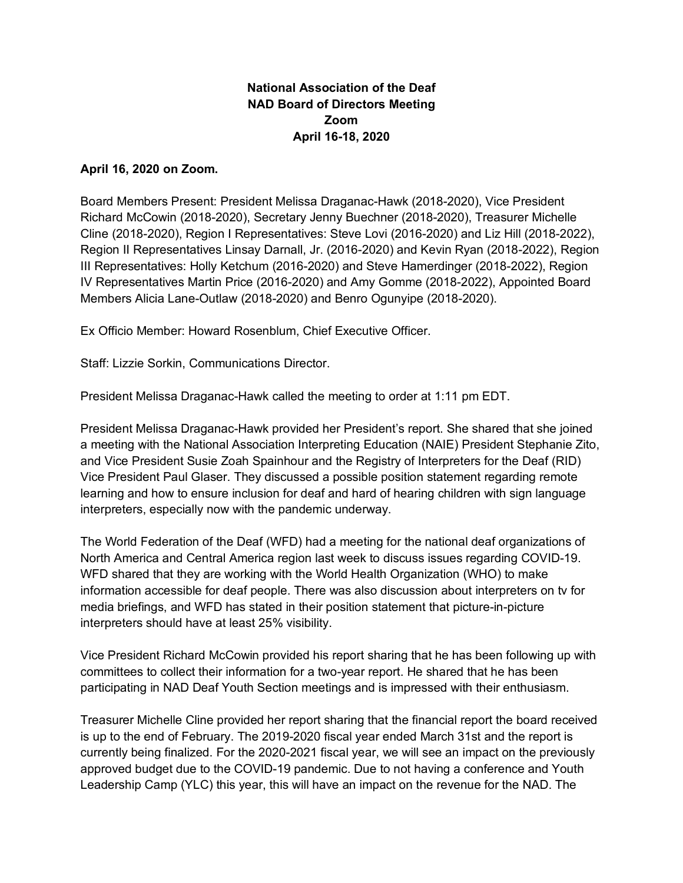**National Association of the Deaf**
**NAD Board of Directors Meeting**
**Zoom**
**April 16-18, 2020**

**April 16, 2020 on Zoom.**

Board Members Present: President Melissa Draganac-Hawk (2018-2020), Vice President Richard McCowin (2018-2020), Secretary Jenny Buechner (2018-2020), Treasurer Michelle Cline (2018-2020), Region I Representatives: Steve Lovi (2016-2020) and Liz Hill (2018-2022), Region II Representatives Linsay Darnall, Jr. (2016-2020) and Kevin Ryan (2018-2022), Region III Representatives: Holly Ketchum (2016-2020) and Steve Hamerdinger (2018-2022), Region IV Representatives Martin Price (2016-2020) and Amy Gomme (2018-2022), Appointed Board Members Alicia Lane-Outlaw (2018-2020) and Benro Ogunyipe (2018-2020).

Ex Officio Member: Howard Rosenblum, Chief Executive Officer.

Staff: Lizzie Sorkin, Communications Director.

President Melissa Draganac-Hawk called the meeting to order at 1:11 pm EDT.

President Melissa Draganac-Hawk provided her President's report. She shared that she joined a meeting with the National Association Interpreting Education (NAIE) President Stephanie Zito, and Vice President Susie Zoah Spainhour and the Registry of Interpreters for the Deaf (RID) Vice President Paul Glaser. They discussed a possible position statement regarding remote learning and how to ensure inclusion for deaf and hard of hearing children with sign language interpreters, especially now with the pandemic underway.

The World Federation of the Deaf (WFD) had a meeting for the national deaf organizations of North America and Central America region last week to discuss issues regarding COVID-19. WFD shared that they are working with the World Health Organization (WHO) to make information accessible for deaf people. There was also discussion about interpreters on tv for media briefings, and WFD has stated in their position statement that picture-in-picture interpreters should have at least 25% visibility.

Vice President Richard McCowin provided his report sharing that he has been following up with committees to collect their information for a two-year report. He shared that he has been participating in NAD Deaf Youth Section meetings and is impressed with their enthusiasm.

Treasurer Michelle Cline provided her report sharing that the financial report the board received is up to the end of February. The 2019-2020 fiscal year ended March 31st and the report is currently being finalized. For the 2020-2021 fiscal year, we will see an impact on the previously approved budget due to the COVID-19 pandemic. Due to not having a conference and Youth Leadership Camp (YLC) this year, this will have an impact on the revenue for the NAD. The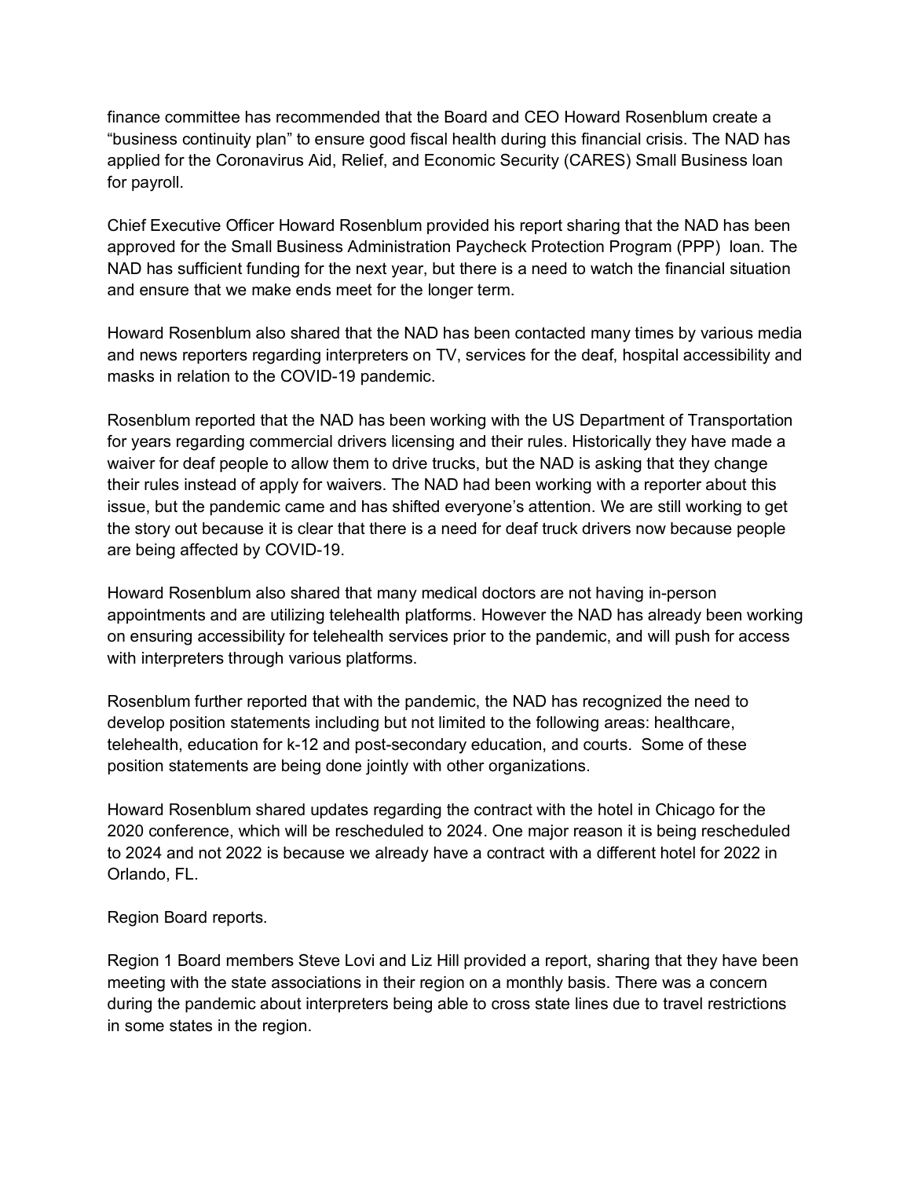finance committee has recommended that the Board and CEO Howard Rosenblum create a "business continuity plan" to ensure good fiscal health during this financial crisis. The NAD has applied for the Coronavirus Aid, Relief, and Economic Security (CARES) Small Business loan for payroll.

Chief Executive Officer Howard Rosenblum provided his report sharing that the NAD has been approved for the Small Business Administration Paycheck Protection Program (PPP) loan. The NAD has sufficient funding for the next year, but there is a need to watch the financial situation and ensure that we make ends meet for the longer term.

Howard Rosenblum also shared that the NAD has been contacted many times by various media and news reporters regarding interpreters on TV, services for the deaf, hospital accessibility and masks in relation to the COVID-19 pandemic.

Rosenblum reported that the NAD has been working with the US Department of Transportation for years regarding commercial drivers licensing and their rules. Historically they have made a waiver for deaf people to allow them to drive trucks, but the NAD is asking that they change their rules instead of apply for waivers. The NAD had been working with a reporter about this issue, but the pandemic came and has shifted everyone's attention. We are still working to get the story out because it is clear that there is a need for deaf truck drivers now because people are being affected by COVID-19.

Howard Rosenblum also shared that many medical doctors are not having in-person appointments and are utilizing telehealth platforms. However the NAD has already been working on ensuring accessibility for telehealth services prior to the pandemic, and will push for access with interpreters through various platforms.

Rosenblum further reported that with the pandemic, the NAD has recognized the need to develop position statements including but not limited to the following areas: healthcare, telehealth, education for k-12 and post-secondary education, and courts. Some of these position statements are being done jointly with other organizations.

Howard Rosenblum shared updates regarding the contract with the hotel in Chicago for the 2020 conference, which will be rescheduled to 2024. One major reason it is being rescheduled to 2024 and not 2022 is because we already have a contract with a different hotel for 2022 in Orlando, FL.

Region Board reports.

Region 1 Board members Steve Lovi and Liz Hill provided a report, sharing that they have been meeting with the state associations in their region on a monthly basis. There was a concern during the pandemic about interpreters being able to cross state lines due to travel restrictions in some states in the region.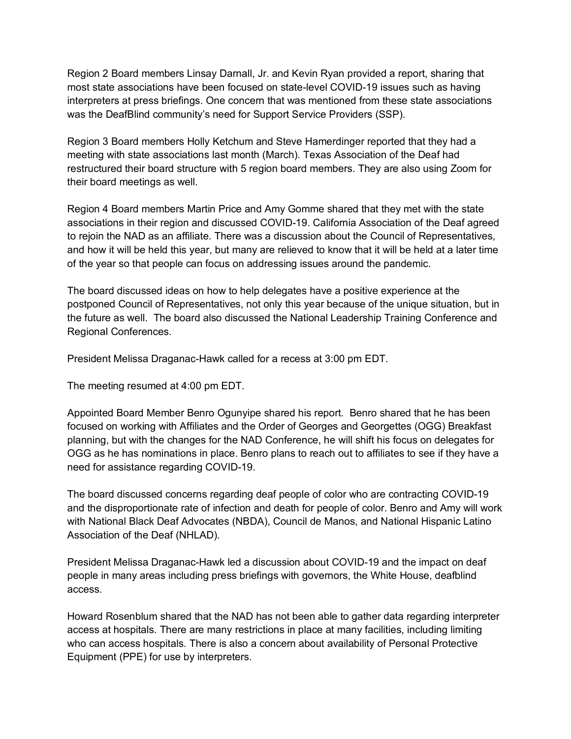Region 2 Board members Linsay Darnall, Jr. and Kevin Ryan provided a report, sharing that most state associations have been focused on state-level COVID-19 issues such as having interpreters at press briefings. One concern that was mentioned from these state associations was the DeafBlind community's need for Support Service Providers (SSP).

Region 3 Board members Holly Ketchum and Steve Hamerdinger reported that they had a meeting with state associations last month (March). Texas Association of the Deaf had restructured their board structure with 5 region board members. They are also using Zoom for their board meetings as well.

Region 4 Board members Martin Price and Amy Gomme shared that they met with the state associations in their region and discussed COVID-19. California Association of the Deaf agreed to rejoin the NAD as an affiliate. There was a discussion about the Council of Representatives, and how it will be held this year, but many are relieved to know that it will be held at a later time of the year so that people can focus on addressing issues around the pandemic.

The board discussed ideas on how to help delegates have a positive experience at the postponed Council of Representatives, not only this year because of the unique situation, but in the future as well. The board also discussed the National Leadership Training Conference and Regional Conferences.

President Melissa Draganac-Hawk called for a recess at 3:00 pm EDT.

The meeting resumed at 4:00 pm EDT.

Appointed Board Member Benro Ogunyipe shared his report. Benro shared that he has been focused on working with Affiliates and the Order of Georges and Georgettes (OGG) Breakfast planning, but with the changes for the NAD Conference, he will shift his focus on delegates for OGG as he has nominations in place. Benro plans to reach out to affiliates to see if they have a need for assistance regarding COVID-19.

The board discussed concerns regarding deaf people of color who are contracting COVID-19 and the disproportionate rate of infection and death for people of color. Benro and Amy will work with National Black Deaf Advocates (NBDA), Council de Manos, and National Hispanic Latino Association of the Deaf (NHLAD).

President Melissa Draganac-Hawk led a discussion about COVID-19 and the impact on deaf people in many areas including press briefings with governors, the White House, deafblind access.

Howard Rosenblum shared that the NAD has not been able to gather data regarding interpreter access at hospitals. There are many restrictions in place at many facilities, including limiting who can access hospitals. There is also a concern about availability of Personal Protective Equipment (PPE) for use by interpreters.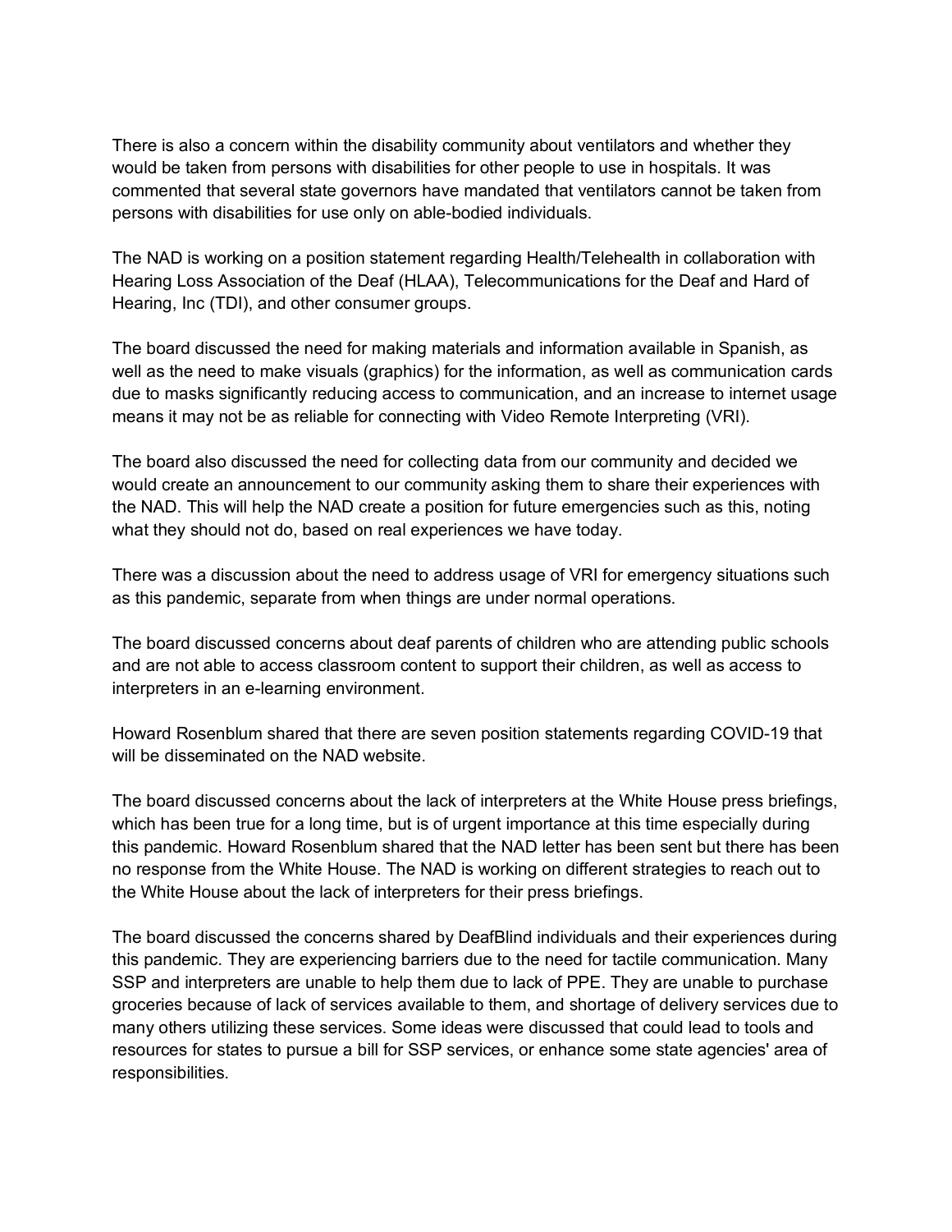There is also a concern within the disability community about ventilators and whether they would be taken from persons with disabilities for other people to use in hospitals. It was commented that several state governors have mandated that ventilators cannot be taken from persons with disabilities for use only on able-bodied individuals.

The NAD is working on a position statement regarding Health/Telehealth in collaboration with Hearing Loss Association of the Deaf (HLAA), Telecommunications for the Deaf and Hard of Hearing, Inc (TDI), and other consumer groups.

The board discussed the need for making materials and information available in Spanish, as well as the need to make visuals (graphics) for the information, as well as communication cards due to masks significantly reducing access to communication, and an increase to internet usage means it may not be as reliable for connecting with Video Remote Interpreting (VRI).

The board also discussed the need for collecting data from our community and decided we would create an announcement to our community asking them to share their experiences with the NAD. This will help the NAD create a position for future emergencies such as this, noting what they should not do, based on real experiences we have today.

There was a discussion about the need to address usage of VRI for emergency situations such as this pandemic, separate from when things are under normal operations.

The board discussed concerns about deaf parents of children who are attending public schools and are not able to access classroom content to support their children, as well as access to interpreters in an e-learning environment.

Howard Rosenblum shared that there are seven position statements regarding COVID-19 that will be disseminated on the NAD website.

The board discussed concerns about the lack of interpreters at the White House press briefings, which has been true for a long time, but is of urgent importance at this time especially during this pandemic. Howard Rosenblum shared that the NAD letter has been sent but there has been no response from the White House. The NAD is working on different strategies to reach out to the White House about the lack of interpreters for their press briefings.

The board discussed the concerns shared by DeafBlind individuals and their experiences during this pandemic. They are experiencing barriers due to the need for tactile communication. Many SSP and interpreters are unable to help them due to lack of PPE. They are unable to purchase groceries because of lack of services available to them, and shortage of delivery services due to many others utilizing these services. Some ideas were discussed that could lead to tools and resources for states to pursue a bill for SSP services, or enhance some state agencies' area of responsibilities.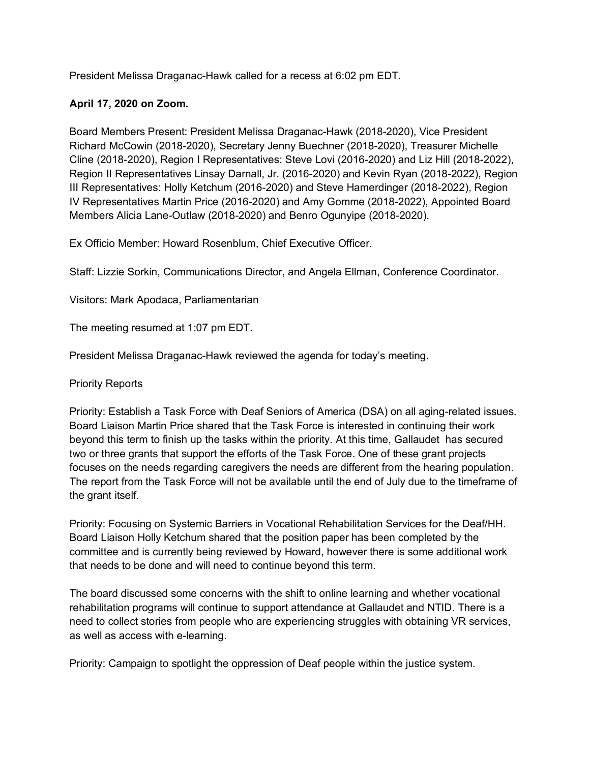President Melissa Draganac-Hawk called for a recess at 6:02 pm EDT.

**April 17, 2020 on Zoom.**

Board Members Present: President Melissa Draganac-Hawk (2018-2020), Vice President Richard McCowin (2018-2020), Secretary Jenny Buechner (2018-2020), Treasurer Michelle Cline (2018-2020), Region I Representatives: Steve Lovi (2016-2020) and Liz Hill (2018-2022), Region II Representatives Linsay Darnall, Jr. (2016-2020) and Kevin Ryan (2018-2022), Region III Representatives: Holly Ketchum (2016-2020) and Steve Hamerdinger (2018-2022), Region IV Representatives Martin Price (2016-2020) and Amy Gomme (2018-2022), Appointed Board Members Alicia Lane-Outlaw (2018-2020) and Benro Ogunyipe (2018-2020).

Ex Officio Member: Howard Rosenblum, Chief Executive Officer.

Staff: Lizzie Sorkin, Communications Director, and Angela Ellman, Conference Coordinator.

Visitors: Mark Apodaca, Parliamentarian

The meeting resumed at 1:07 pm EDT.

President Melissa Draganac-Hawk reviewed the agenda for today's meeting.

Priority Reports

Priority: Establish a Task Force with Deaf Seniors of America (DSA) on all aging-related issues. Board Liaison Martin Price shared that the Task Force is interested in continuing their work beyond this term to finish up the tasks within the priority. At this time, Gallaudet has secured two or three grants that support the efforts of the Task Force. One of these grant projects focuses on the needs regarding caregivers the needs are different from the hearing population. The report from the Task Force will not be available until the end of July due to the timeframe of the grant itself.

Priority: Focusing on Systemic Barriers in Vocational Rehabilitation Services for the Deaf/HH. Board Liaison Holly Ketchum shared that the position paper has been completed by the committee and is currently being reviewed by Howard, however there is some additional work that needs to be done and will need to continue beyond this term.

The board discussed some concerns with the shift to online learning and whether vocational rehabilitation programs will continue to support attendance at Gallaudet and NTID. There is a need to collect stories from people who are experiencing struggles with obtaining VR services, as well as access with e-learning.

Priority: Campaign to spotlight the oppression of Deaf people within the justice system.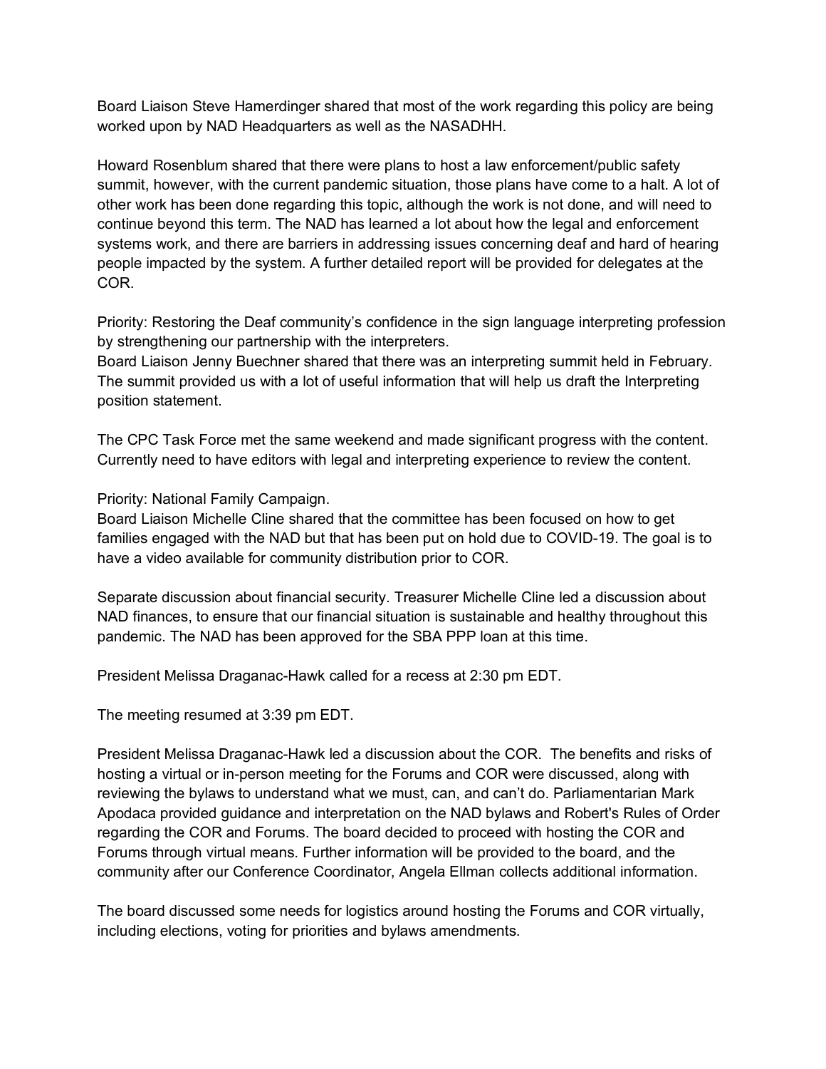Board Liaison Steve Hamerdinger shared that most of the work regarding this policy are being worked upon by NAD Headquarters as well as the NASADHH.

Howard Rosenblum shared that there were plans to host a law enforcement/public safety summit, however, with the current pandemic situation, those plans have come to a halt. A lot of other work has been done regarding this topic, although the work is not done, and will need to continue beyond this term. The NAD has learned a lot about how the legal and enforcement systems work, and there are barriers in addressing issues concerning deaf and hard of hearing people impacted by the system. A further detailed report will be provided for delegates at the COR.

Priority: Restoring the Deaf community's confidence in the sign language interpreting profession by strengthening our partnership with the interpreters.
Board Liaison Jenny Buechner shared that there was an interpreting summit held in February. The summit provided us with a lot of useful information that will help us draft the Interpreting position statement.

The CPC Task Force met the same weekend and made significant progress with the content. Currently need to have editors with legal and interpreting experience to review the content.

Priority: National Family Campaign.
Board Liaison Michelle Cline shared that the committee has been focused on how to get families engaged with the NAD but that has been put on hold due to COVID-19. The goal is to have a video available for community distribution prior to COR.

Separate discussion about financial security. Treasurer Michelle Cline led a discussion about NAD finances, to ensure that our financial situation is sustainable and healthy throughout this pandemic. The NAD has been approved for the SBA PPP loan at this time.

President Melissa Draganac-Hawk called for a recess at 2:30 pm EDT.

The meeting resumed at 3:39 pm EDT.

President Melissa Draganac-Hawk led a discussion about the COR. The benefits and risks of hosting a virtual or in-person meeting for the Forums and COR were discussed, along with reviewing the bylaws to understand what we must, can, and can't do. Parliamentarian Mark Apodaca provided guidance and interpretation on the NAD bylaws and Robert's Rules of Order regarding the COR and Forums. The board decided to proceed with hosting the COR and Forums through virtual means. Further information will be provided to the board, and the community after our Conference Coordinator, Angela Ellman collects additional information.

The board discussed some needs for logistics around hosting the Forums and COR virtually, including elections, voting for priorities and bylaws amendments.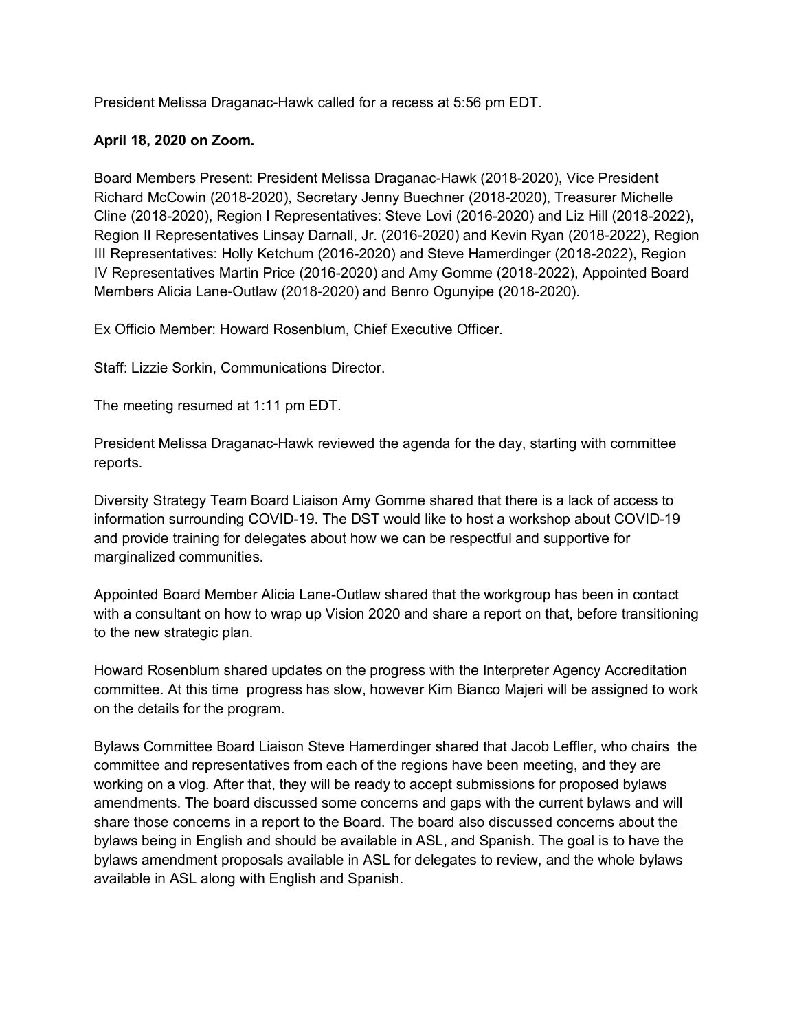President Melissa Draganac-Hawk called for a recess at 5:56 pm EDT.

**April 18, 2020 on Zoom.**

Board Members Present: President Melissa Draganac-Hawk (2018-2020), Vice President Richard McCowin (2018-2020), Secretary Jenny Buechner (2018-2020), Treasurer Michelle Cline (2018-2020), Region I Representatives: Steve Lovi (2016-2020) and Liz Hill (2018-2022), Region II Representatives Linsay Darnall, Jr. (2016-2020) and Kevin Ryan (2018-2022), Region III Representatives: Holly Ketchum (2016-2020) and Steve Hamerdinger (2018-2022), Region IV Representatives Martin Price (2016-2020) and Amy Gomme (2018-2022), Appointed Board Members Alicia Lane-Outlaw (2018-2020) and Benro Ogunyipe (2018-2020).

Ex Officio Member: Howard Rosenblum, Chief Executive Officer.

Staff: Lizzie Sorkin, Communications Director.

The meeting resumed at 1:11 pm EDT.

President Melissa Draganac-Hawk reviewed the agenda for the day, starting with committee reports.

Diversity Strategy Team Board Liaison Amy Gomme shared that there is a lack of access to information surrounding COVID-19. The DST would like to host a workshop about COVID-19 and provide training for delegates about how we can be respectful and supportive for marginalized communities.

Appointed Board Member Alicia Lane-Outlaw shared that the workgroup has been in contact with a consultant on how to wrap up Vision 2020 and share a report on that, before transitioning to the new strategic plan.

Howard Rosenblum shared updates on the progress with the Interpreter Agency Accreditation committee. At this time progress has slow, however Kim Bianco Majeri will be assigned to work on the details for the program.

Bylaws Committee Board Liaison Steve Hamerdinger shared that Jacob Leffler, who chairs the committee and representatives from each of the regions have been meeting, and they are working on a vlog. After that, they will be ready to accept submissions for proposed bylaws amendments. The board discussed some concerns and gaps with the current bylaws and will share those concerns in a report to the Board. The board also discussed concerns about the bylaws being in English and should be available in ASL, and Spanish. The goal is to have the bylaws amendment proposals available in ASL for delegates to review, and the whole bylaws available in ASL along with English and Spanish.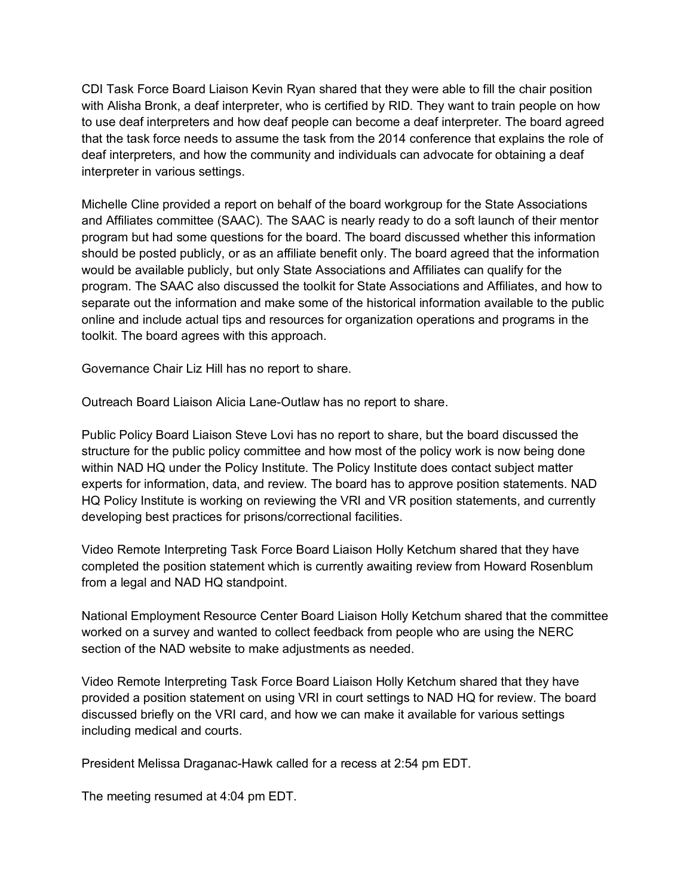CDI Task Force Board Liaison Kevin Ryan shared that they were able to fill the chair position with Alisha Bronk, a deaf interpreter, who is certified by RID. They want to train people on how to use deaf interpreters and how deaf people can become a deaf interpreter. The board agreed that the task force needs to assume the task from the 2014 conference that explains the role of deaf interpreters, and how the community and individuals can advocate for obtaining a deaf interpreter in various settings.

Michelle Cline provided a report on behalf of the board workgroup for the State Associations and Affiliates committee (SAAC). The SAAC is nearly ready to do a soft launch of their mentor program but had some questions for the board. The board discussed whether this information should be posted publicly, or as an affiliate benefit only. The board agreed that the information would be available publicly, but only State Associations and Affiliates can qualify for the program. The SAAC also discussed the toolkit for State Associations and Affiliates, and how to separate out the information and make some of the historical information available to the public online and include actual tips and resources for organization operations and programs in the toolkit. The board agrees with this approach.

Governance Chair Liz Hill has no report to share.

Outreach Board Liaison Alicia Lane-Outlaw has no report to share.

Public Policy Board Liaison Steve Lovi has no report to share, but the board discussed the structure for the public policy committee and how most of the policy work is now being done within NAD HQ under the Policy Institute. The Policy Institute does contact subject matter experts for information, data, and review. The board has to approve position statements. NAD HQ Policy Institute is working on reviewing the VRI and VR position statements, and currently developing best practices for prisons/correctional facilities.

Video Remote Interpreting Task Force Board Liaison Holly Ketchum shared that they have completed the position statement which is currently awaiting review from Howard Rosenblum from a legal and NAD HQ standpoint.

National Employment Resource Center Board Liaison Holly Ketchum shared that the committee worked on a survey and wanted to collect feedback from people who are using the NERC section of the NAD website to make adjustments as needed.

Video Remote Interpreting Task Force Board Liaison Holly Ketchum shared that they have provided a position statement on using VRI in court settings to NAD HQ for review. The board discussed briefly on the VRI card, and how we can make it available for various settings including medical and courts.

President Melissa Draganac-Hawk called for a recess at 2:54 pm EDT.

The meeting resumed at 4:04 pm EDT.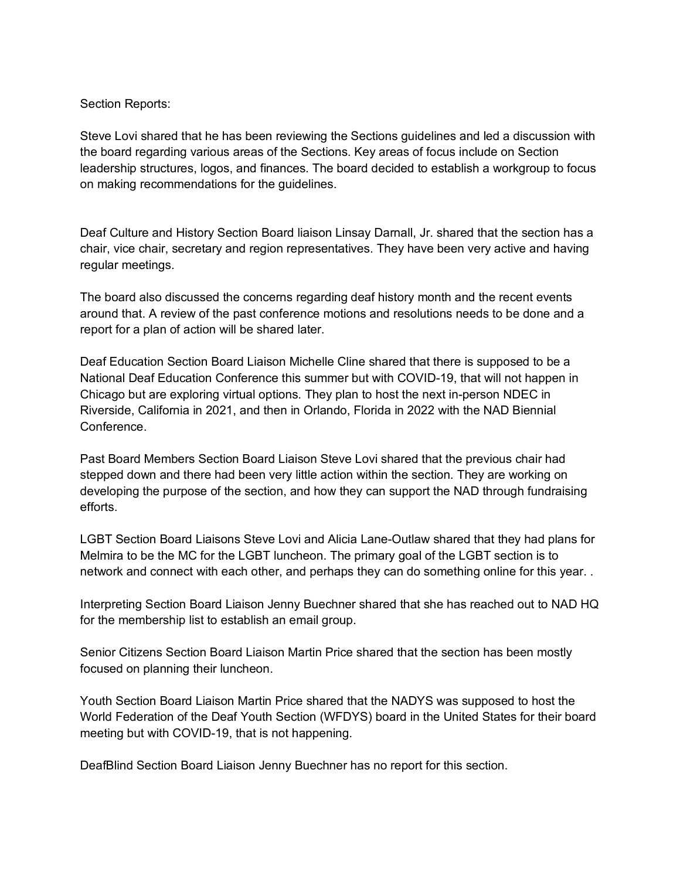Section Reports:

Steve Lovi shared that he has been reviewing the Sections guidelines and led a discussion with the board regarding various areas of the Sections. Key areas of focus include on Section leadership structures, logos, and finances. The board decided to establish a workgroup to focus on making recommendations for the guidelines.

Deaf Culture and History Section Board liaison Linsay Darnall, Jr. shared that the section has a chair, vice chair, secretary and region representatives. They have been very active and having regular meetings.

The board also discussed the concerns regarding deaf history month and the recent events around that. A review of the past conference motions and resolutions needs to be done and a report for a plan of action will be shared later.

Deaf Education Section Board Liaison Michelle Cline shared that there is supposed to be a National Deaf Education Conference this summer but with COVID-19, that will not happen in Chicago but are exploring virtual options. They plan to host the next in-person NDEC in Riverside, California in 2021, and then in Orlando, Florida in 2022 with the NAD Biennial Conference.

Past Board Members Section Board Liaison Steve Lovi shared that the previous chair had stepped down and there had been very little action within the section. They are working on developing the purpose of the section, and how they can support the NAD through fundraising efforts.

LGBT Section Board Liaisons Steve Lovi and Alicia Lane-Outlaw shared that they had plans for Melmira to be the MC for the LGBT luncheon. The primary goal of the LGBT section is to network and connect with each other, and perhaps they can do something online for this year. .

Interpreting Section Board Liaison Jenny Buechner shared that she has reached out to NAD HQ for the membership list to establish an email group.

Senior Citizens Section Board Liaison Martin Price shared that the section has been mostly focused on planning their luncheon.

Youth Section Board Liaison Martin Price shared that the NADYS was supposed to host the World Federation of the Deaf Youth Section (WFDYS) board in the United States for their board meeting but with COVID-19, that is not happening.

DeafBlind Section Board Liaison Jenny Buechner has no report for this section.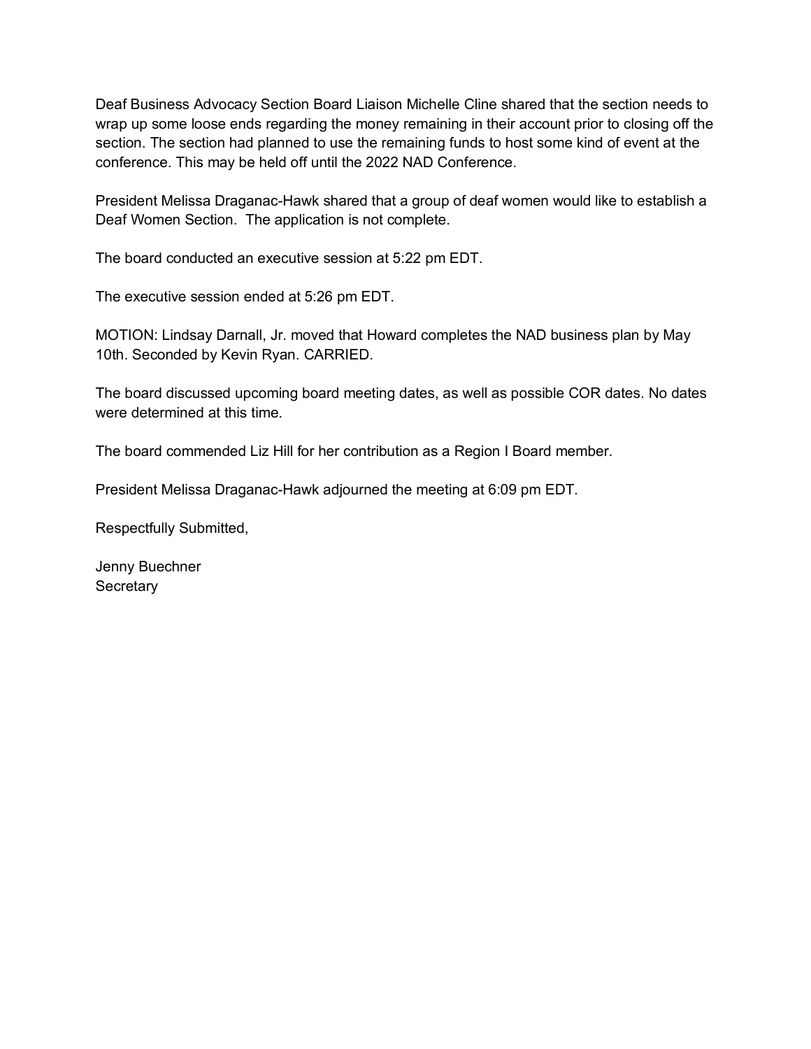Deaf Business Advocacy Section Board Liaison Michelle Cline shared that the section needs to wrap up some loose ends regarding the money remaining in their account prior to closing off the section. The section had planned to use the remaining funds to host some kind of event at the conference. This may be held off until the 2022 NAD Conference.

President Melissa Draganac-Hawk shared that a group of deaf women would like to establish a Deaf Women Section. The application is not complete.

The board conducted an executive session at 5:22 pm EDT.

The executive session ended at 5:26 pm EDT.

MOTION: Lindsay Darnall, Jr. moved that Howard completes the NAD business plan by May 10th. Seconded by Kevin Ryan. CARRIED.

The board discussed upcoming board meeting dates, as well as possible COR dates. No dates were determined at this time.

The board commended Liz Hill for her contribution as a Region I Board member.

President Melissa Draganac-Hawk adjourned the meeting at 6:09 pm EDT.

Respectfully Submitted,

Jenny Buechner
Secretary